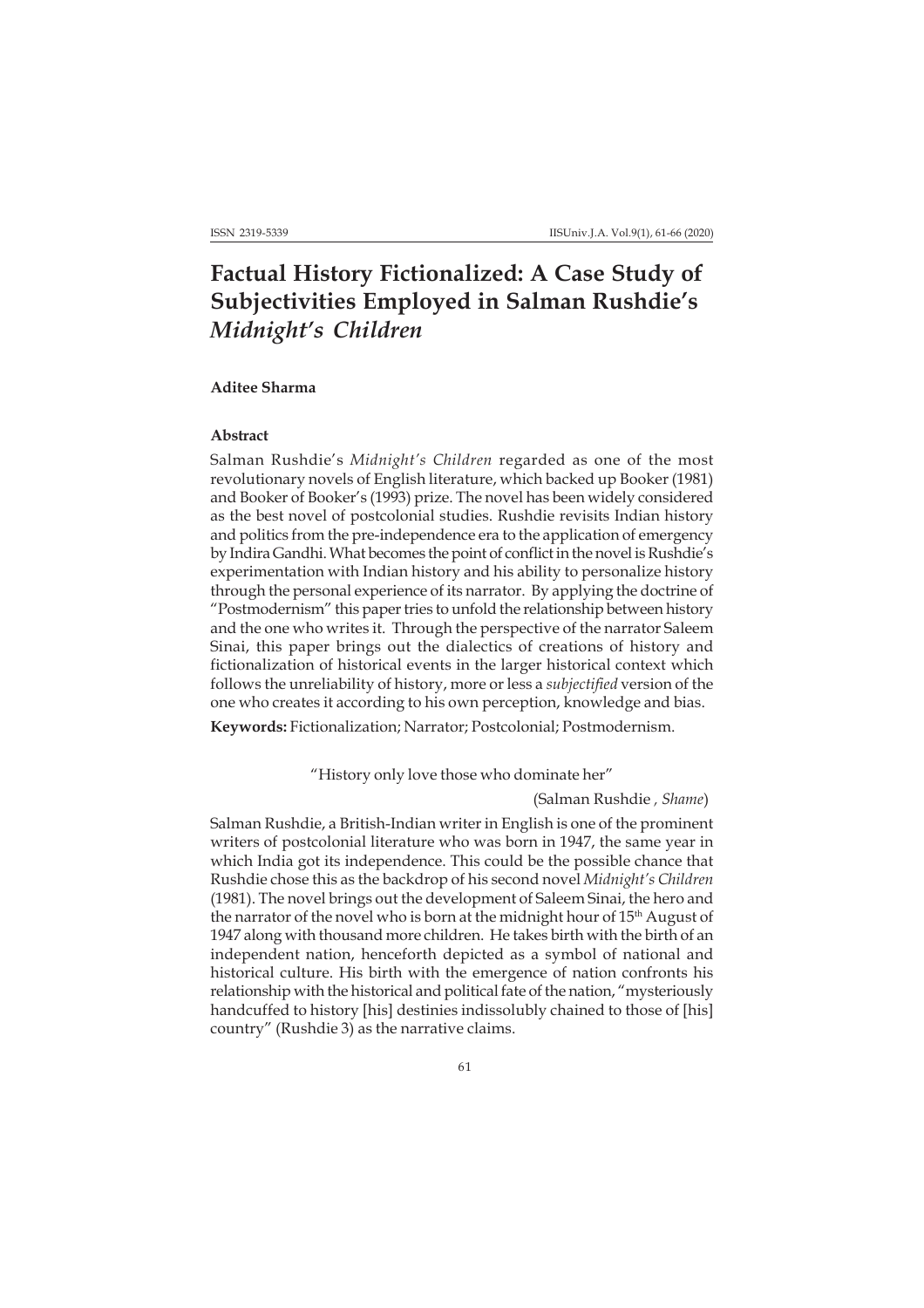# Factual History Fictionalized: A Case Study of Subjectivities Employed in Salman Rushdie's *Midnight's Children*

**Aditee Sharma**

### Abstract

Salman Rushdie's *Midnight's Children* regarded as one of the most revolutionary novels of English literature, which backed up Booker (1981) and Booker of Booker's (1993) prize. The novel has been widely considered as the best novel of postcolonial studies. Rushdie revisits Indian history and politics from the pre-independence era to the application of emergency by Indira Gandhi. What becomes the point of conflict in the novel is Rushdie's experimentation with Indian history and his ability to personalize history through the personal experience of its narrator. By applying the doctrine of "Postmodernism" this paper tries to unfold the relationship between history and the one who writes it. Through the perspective of the narrator Saleem Sinai, this paper brings out the dialectics of creations of history and fictionalization of historical events in the larger historical context which follows the unreliability of history, more or less a *subjectified* version of the one who creates it according to his own perception, knowledge and bias.

**Keywords:** Fictionalization; Narrator; Postcolonial; Postmodernism.

"History only love those who dominate her"

(Salman Rushdie , *Shame*)

Salman Rushdie, a British-Indian writer in English is one of the prominent writers of postcolonial literature who was born in 1947, the same year in which India got its independence. This could be the possible chance that Rushdie chose this as the backdrop of his second novel *Midnight's Children* (1981). The novel brings out the development of Saleem Sinai, the hero and the narrator of the novel who is born at the midnight hour of 15th August of 1947 along with thousand more children. He takes birth with the birth of an independent nation, henceforth depicted as a symbol of national and historical culture. His birth with the emergence of nation confronts his relationship with the historical and political fate of the nation, "mysteriously handcuffed to history [his] destinies indissolubly chained to those of [his] country" (Rushdie 3) as the narrative claims.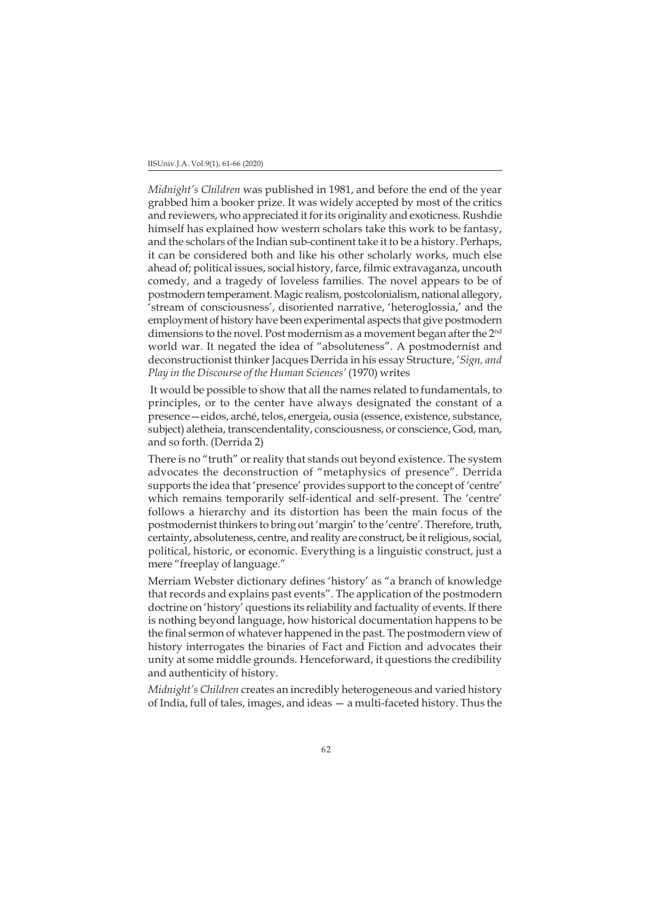*Midnight's Children* was published in 1981, and before the end of the year grabbed him a booker prize. It was widely accepted by most of the critics and reviewers, who appreciated it for its originality and exoticness. Rushdie himself has explained how western scholars take this work to be fantasy, and the scholars of the Indian sub-continent take it to be a history. Perhaps, it can be considered both and like his other scholarly works, much else ahead of; political issues, social history, farce, filmic extravaganza, uncouth comedy, and a tragedy of loveless families. The novel appears to be of postmodern temperament. Magic realism, postcolonialism, national allegory, 'stream of consciousness', disoriented narrative, 'heteroglossia,' and the employment of history have been experimental aspects that give postmodern dimensions to the novel. Post modernism as a movement began after the 2nd world war. It negated the idea of "absoluteness". A postmodernist and deconstructionist thinker Jacques Derrida in his essay Structure, '*Sign, and Play in the Discourse of the Human Sciences*' (1970) writes

It would be possible to show that all the names related to fundamentals, to principles, or to the center have always designated the constant of a presence—eidos, arché, telos, energeia, ousia (essence, existence, substance, subject) aletheia, transcendentality, consciousness, or conscience, God, man, and so forth. (Derrida 2)

There is no "truth" or reality that stands out beyond existence. The system advocates the deconstruction of "metaphysics of presence". Derrida supports the idea that 'presence' provides support to the concept of 'centre' which remains temporarily self-identical and self-present. The 'centre' follows a hierarchy and its distortion has been the main focus of the postmodernist thinkers to bring out 'margin' to the 'centre'. Therefore, truth, certainty, absoluteness, centre, and reality are construct, be it religious, social, political, historic, or economic. Everything is a linguistic construct, just a mere "freeplay of language."

Merriam Webster dictionary defines 'history' as "a branch of knowledge that records and explains past events". The application of the postmodern doctrine on 'history' questions its reliability and factuality of events. If there is nothing beyond language, how historical documentation happens to be the final sermon of whatever happened in the past. The postmodern view of history interrogates the binaries of Fact and Fiction and advocates their unity at some middle grounds. Henceforward, it questions the credibility and authenticity of history.

*Midnight's Children* creates an incredibly heterogeneous and varied history of India, full of tales, images, and ideas — a multi-faceted history. Thus the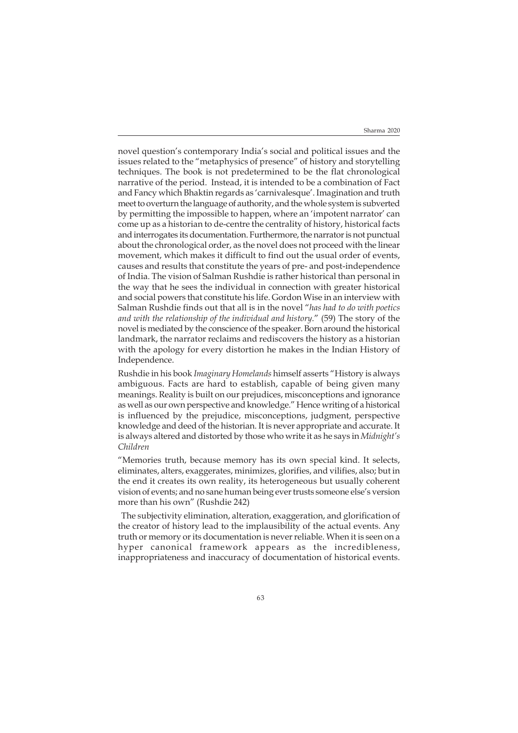novel question's contemporary India's social and political issues and the issues related to the "metaphysics of presence" of history and storytelling techniques. The book is not predetermined to be the flat chronological narrative of the period. Instead, it is intended to be a combination of Fact and Fancy which Bhaktin regards as 'carnivalesque'. Imagination and truth meet to overturn the language of authority, and the whole system is subverted by permitting the impossible to happen, where an 'impotent narrator' can come up as a historian to de-centre the centrality of history, historical facts and interrogates its documentation. Furthermore, the narrator is not punctual about the chronological order, as the novel does not proceed with the linear movement, which makes it difficult to find out the usual order of events, causes and results that constitute the years of pre- and post-independence of India. The vision of Salman Rushdie is rather historical than personal in the way that he sees the individual in connection with greater historical and social powers that constitute his life. Gordon Wise in an interview with Salman Rushdie finds out that all is in the novel "*has had to do with poetics and with the relationship of the individual and history.*" (59) The story of the novel is mediated by the conscience of the speaker. Born around the historical landmark, the narrator reclaims and rediscovers the history as a historian with the apology for every distortion he makes in the Indian History of Independence.

Rushdie in his book *Imaginary Homelands* himself asserts "History is always ambiguous. Facts are hard to establish, capable of being given many meanings. Reality is built on our prejudices, misconceptions and ignorance as well as our own perspective and knowledge." Hence writing of a historical is influenced by the prejudice, misconceptions, judgment, perspective knowledge and deed of the historian. It is never appropriate and accurate. It is always altered and distorted by those who write it as he says in *Midnight's Children*

"Memories truth, because memory has its own special kind. It selects, eliminates, alters, exaggerates, minimizes, glorifies, and vilifies, also; but in the end it creates its own reality, its heterogeneous but usually coherent vision of events; and no sane human being ever trusts someone else's version more than his own" (Rushdie 242)

The subjectivity elimination, alteration, exaggeration, and glorification of the creator of history lead to the implausibility of the actual events. Any truth or memory or its documentation is never reliable. When it is seen on a hyper canonical framework appears as the incredibleness, inappropriateness and inaccuracy of documentation of historical events.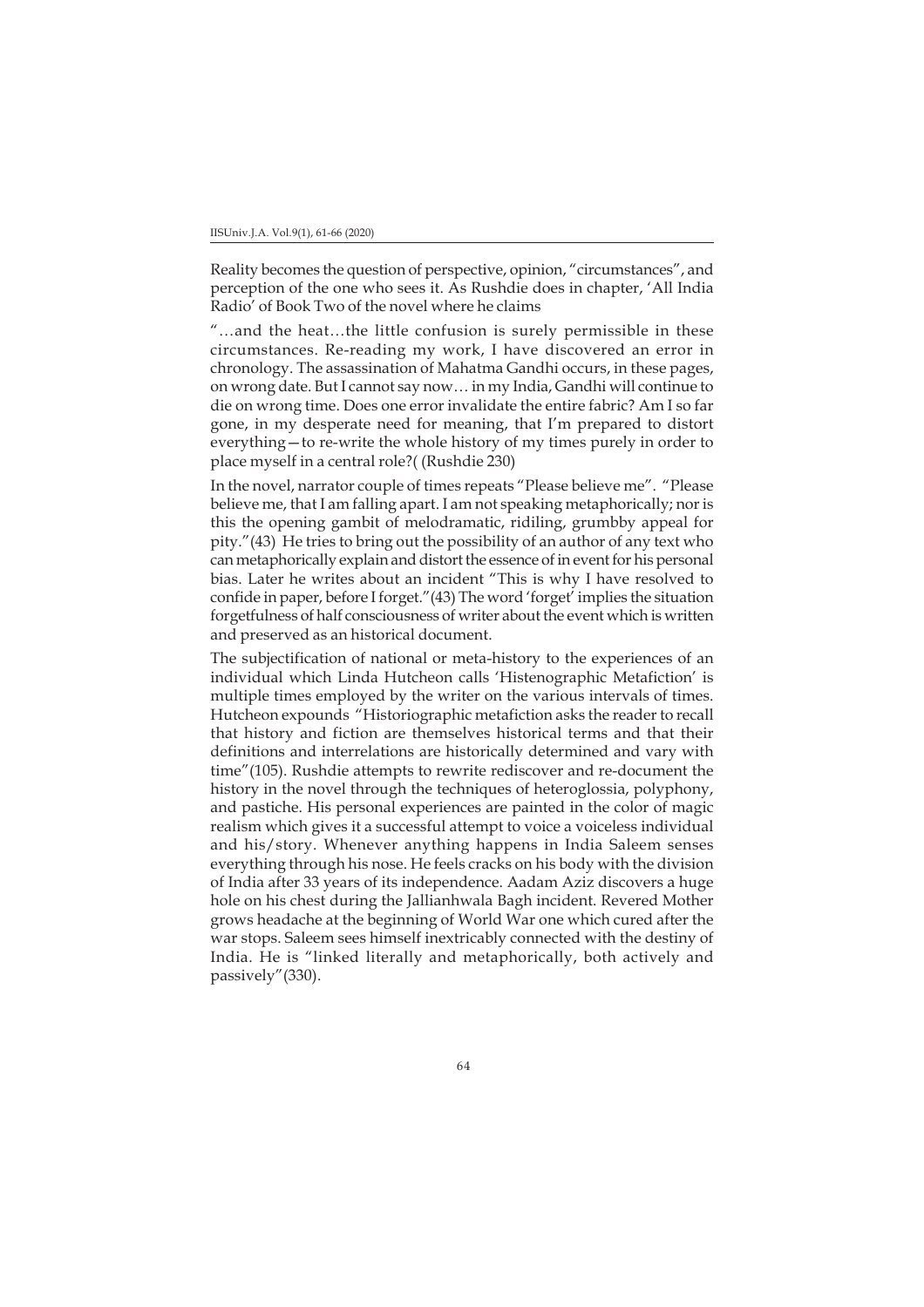Reality becomes the question of perspective, opinion, "circumstances", and perception of the one who sees it. As Rushdie does in chapter, 'All India Radio' of Book Two of the novel where he claims

"…and the heat…the little confusion is surely permissible in these circumstances. Re-reading my work, I have discovered an error in chronology. The assassination of Mahatma Gandhi occurs, in these pages, on wrong date. But I cannot say now… in my India, Gandhi will continue to die on wrong time. Does one error invalidate the entire fabric? Am I so far gone, in my desperate need for meaning, that I'm prepared to distort everything—to re-write the whole history of my times purely in order to place myself in a central role?( (Rushdie 230)

In the novel, narrator couple of times repeats "Please believe me". "Please believe me, that I am falling apart. I am not speaking metaphorically; nor is this the opening gambit of melodramatic, ridiling, grumbby appeal for pity."(43) He tries to bring out the possibility of an author of any text who can metaphorically explain and distort the essence of in event for his personal bias. Later he writes about an incident "This is why I have resolved to confide in paper, before I forget."(43) The word 'forget' implies the situation forgetfulness of half consciousness of writer about the event which is written and preserved as an historical document.

The subjectification of national or meta-history to the experiences of an individual which Linda Hutcheon calls 'Histenographic Metafiction' is multiple times employed by the writer on the various intervals of times. Hutcheon expounds "Historiographic metafiction asks the reader to recall that history and fiction are themselves historical terms and that their definitions and interrelations are historically determined and vary with time"(105). Rushdie attempts to rewrite rediscover and re-document the history in the novel through the techniques of heteroglossia, polyphony, and pastiche. His personal experiences are painted in the color of magic realism which gives it a successful attempt to voice a voiceless individual and his/story. Whenever anything happens in India Saleem senses everything through his nose. He feels cracks on his body with the division of India after 33 years of its independence. Aadam Aziz discovers a huge hole on his chest during the Jallianhwala Bagh incident. Revered Mother grows headache at the beginning of World War one which cured after the war stops. Saleem sees himself inextricably connected with the destiny of India. He is "linked literally and metaphorically, both actively and passively"(330).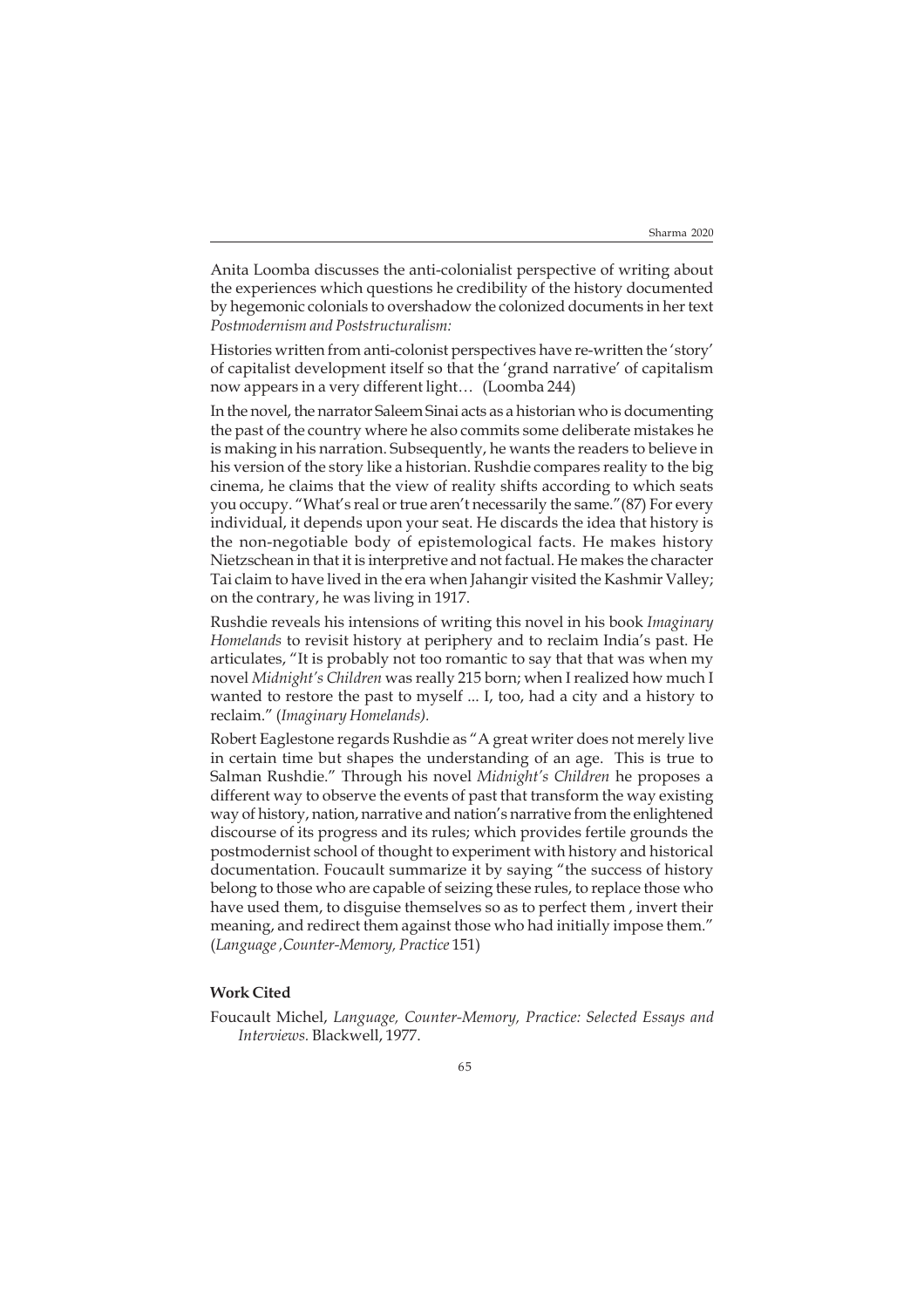Anita Loomba discusses the anti-colonialist perspective of writing about the experiences which questions he credibility of the history documented by hegemonic colonials to overshadow the colonized documents in her text *Postmodernism and Poststructuralism:*

Histories written from anti-colonist perspectives have re-written the 'story' of capitalist development itself so that the 'grand narrative' of capitalism now appears in a very different light… (Loomba 244)

In the novel, the narrator Saleem Sinai acts as a historian who is documenting the past of the country where he also commits some deliberate mistakes he is making in his narration. Subsequently, he wants the readers to believe in his version of the story like a historian. Rushdie compares reality to the big cinema, he claims that the view of reality shifts according to which seats you occupy. "What's real or true aren't necessarily the same."(87) For every individual, it depends upon your seat. He discards the idea that history is the non-negotiable body of epistemological facts. He makes history Nietzschean in that it is interpretive and not factual. He makes the character Tai claim to have lived in the era when Jahangir visited the Kashmir Valley; on the contrary, he was living in 1917.

Rushdie reveals his intensions of writing this novel in his book *Imaginary Homelands* to revisit history at periphery and to reclaim India's past. He articulates, "It is probably not too romantic to say that that was when my novel *Midnight's Children* was really 215 born; when I realized how much I wanted to restore the past to myself ... I, too, had a city and a history to reclaim." (*Imaginary Homelands).*

Robert Eaglestone regards Rushdie as "A great writer does not merely live in certain time but shapes the understanding of an age. This is true to Salman Rushdie." Through his novel *Midnight's Children* he proposes a different way to observe the events of past that transform the way existing way of history, nation, narrative and nation's narrative from the enlightened discourse of its progress and its rules; which provides fertile grounds the postmodernist school of thought to experiment with history and historical documentation. Foucault summarize it by saying "the success of history belong to those who are capable of seizing these rules, to replace those who have used them, to disguise themselves so as to perfect them , invert their meaning, and redirect them against those who had initially impose them." (*Language ,Counter-Memory, Practice* 151)

**Work Cited**

Foucault Michel, *Language, Counter-Memory, Practice: Selected Essays and Interviews.* Blackwell, 1977.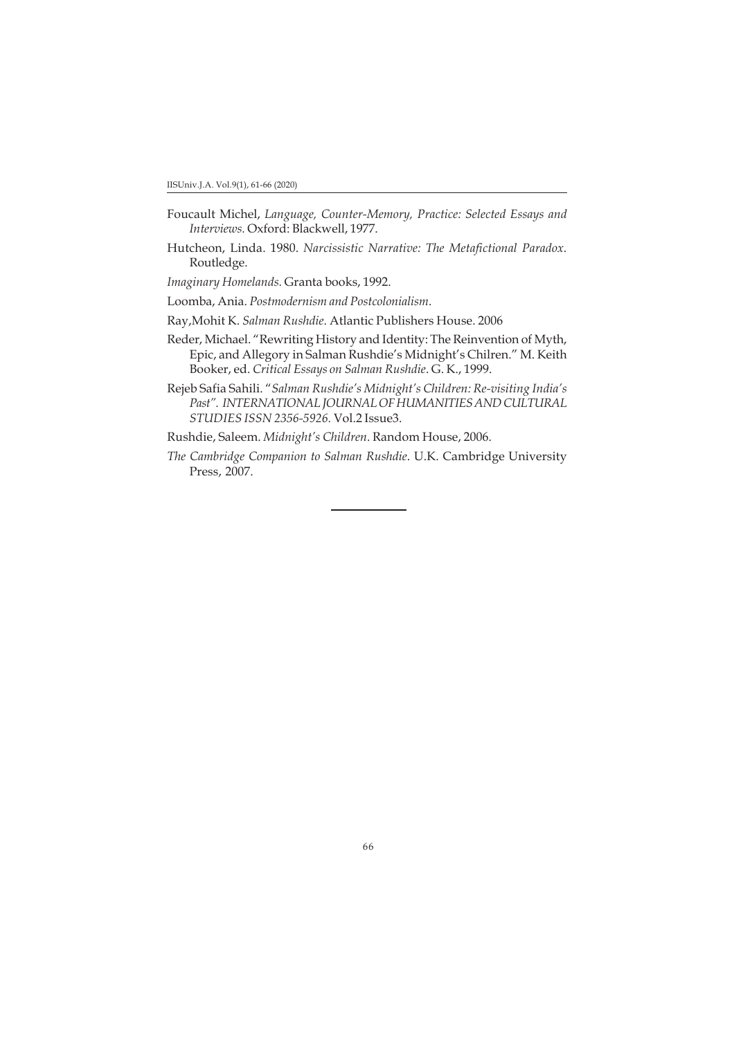Foucault Michel, *Language, Counter-Memory, Practice: Selected Essays and Interviews.* Oxford: Blackwell, 1977.

Hutcheon, Linda. 1980. *Narcissistic Narrative: The Metafictional Paradox*. Routledge.

*Imaginary Homelands.* Granta books, 1992.

Loomba, Ania. *Postmodernism and Postcolonialism*.

Ray,Mohit K. *Salman Rushdie*. Atlantic Publishers House. 2006

Reder, Michael. "Rewriting History and Identity: The Reinvention of Myth, Epic, and Allegory in Salman Rushdie's Midnight's Chilren." M. Keith Booker, ed. *Critical Essays on Salman Rushdie*. G. K., 1999.

Rejeb Safia Sahili. "*Salman Rushdie's Midnight's Children: Re-visiting India's Past". INTERNATIONAL JOURNAL OF HUMANITIES AND CULTURAL STUDIES ISSN 2356-5926.* Vol.2 Issue3.

Rushdie, Saleem. *Midnight's Children*. Random House, 2006.

*The Cambridge Companion to Salman Rushdie*. U.K. Cambridge University Press, 2007.